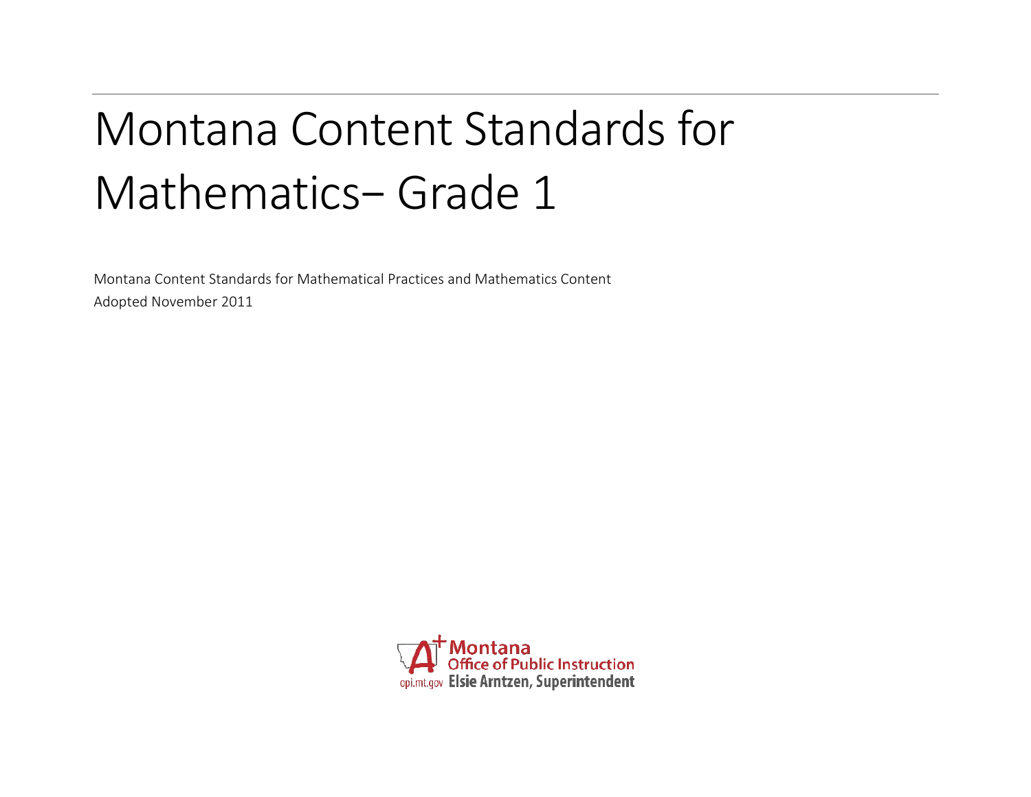# Montana Content Standards for Mathematics– Grade 1

Montana Content Standards for Mathematical Practices and Mathematics Content

Adopted November 2011

Montana Office of Public Instruction

opi.mt.gov Elsie Arntzen, Superintendent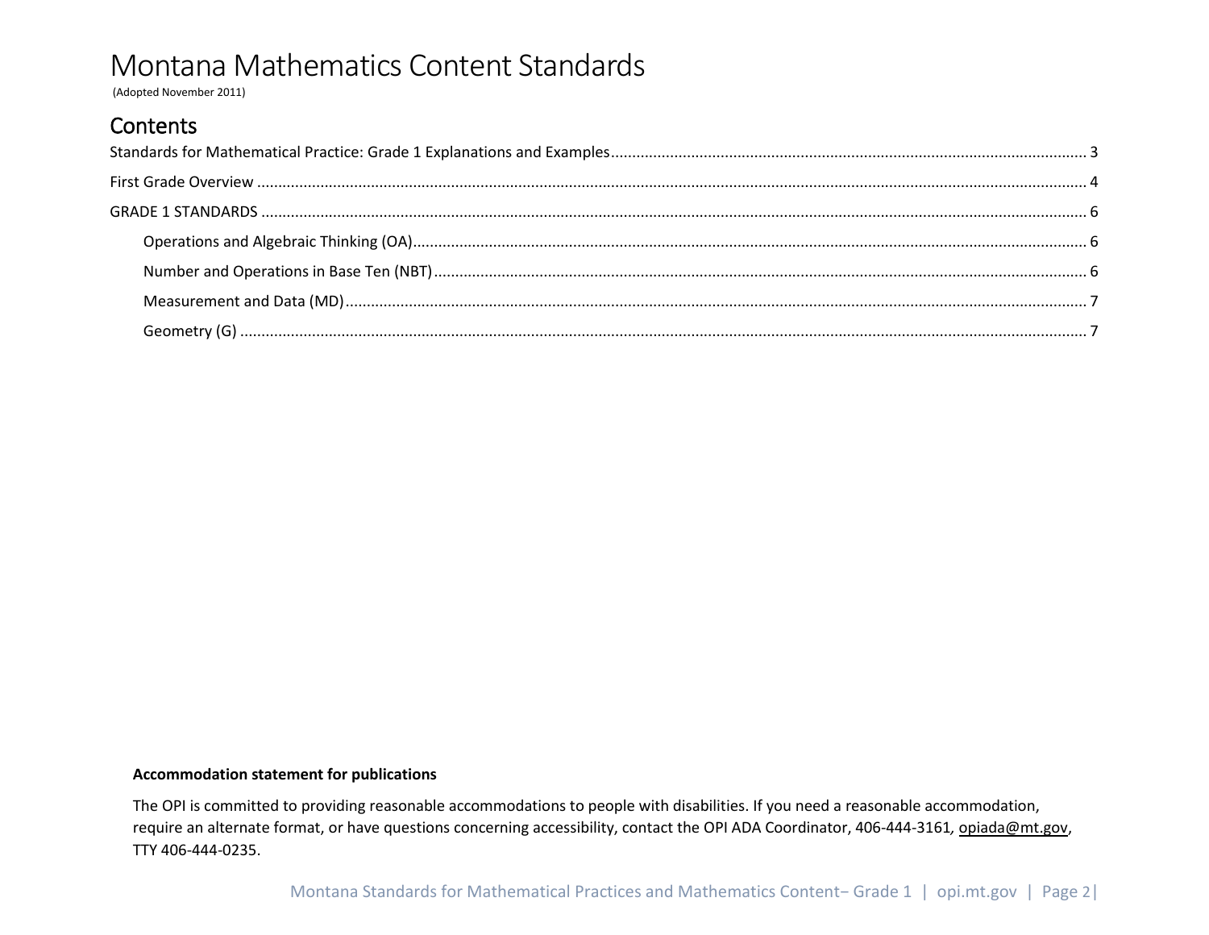# Montana Mathematics Content Standards

(Adopted November 2011)

## Contents

Standards for Mathematical Practice: Grade 1 Explanations and Examples ........ 3

First Grade Overview ........ 4

GRADE 1 STANDARDS ........ 6

- Operations and Algebraic Thinking (OA) ........ 6
- Number and Operations in Base Ten (NBT) ........ 6
- Measurement and Data (MD) ........ 7
- Geometry (G) ........ 7

**Accommodation statement for publications**

The OPI is committed to providing reasonable accommodations to people with disabilities. If you need a reasonable accommodation, require an alternate format, or have questions concerning accessibility, contact the OPI ADA Coordinator, 406-444-3161*,* opiada@mt.gov, TTY 406-444-0235.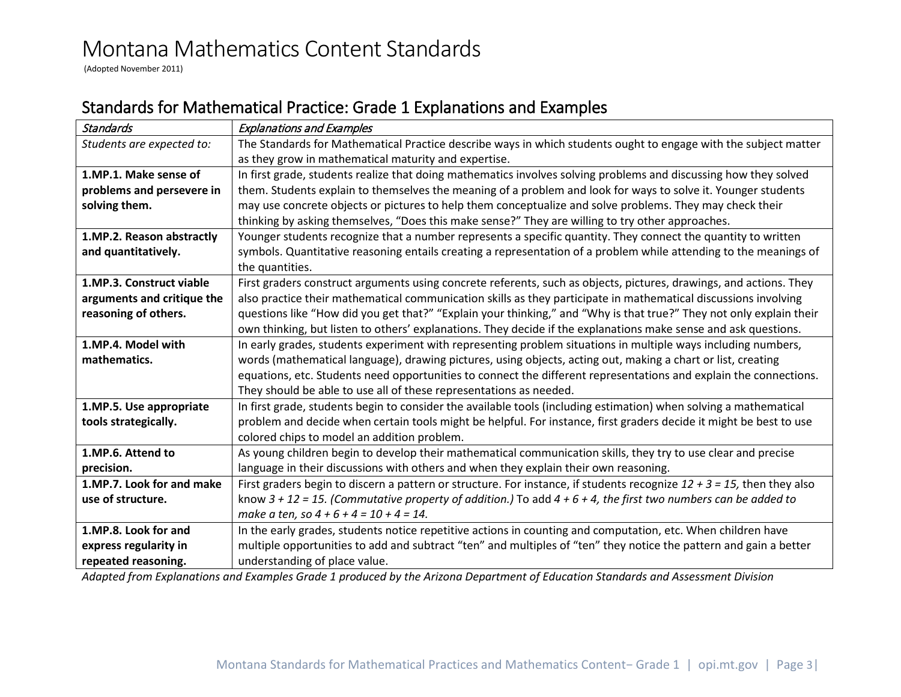# Montana Mathematics Content Standards

(Adopted November 2011)

## Standards for Mathematical Practice: Grade 1 Explanations and Examples

| *Standards* | *Explanations and Examples* |
|---|---|
| *Students are expected to:* | The Standards for Mathematical Practice describe ways in which students ought to engage with the subject matter as they grow in mathematical maturity and expertise. |
| **1.MP.1. Make sense of problems and persevere in solving them.** | In first grade, students realize that doing mathematics involves solving problems and discussing how they solved them. Students explain to themselves the meaning of a problem and look for ways to solve it. Younger students may use concrete objects or pictures to help them conceptualize and solve problems. They may check their thinking by asking themselves, "Does this make sense?" They are willing to try other approaches. |
| **1.MP.2. Reason abstractly and quantitatively.** | Younger students recognize that a number represents a specific quantity. They connect the quantity to written symbols. Quantitative reasoning entails creating a representation of a problem while attending to the meanings of the quantities. |
| **1.MP.3. Construct viable arguments and critique the reasoning of others.** | First graders construct arguments using concrete referents, such as objects, pictures, drawings, and actions. They also practice their mathematical communication skills as they participate in mathematical discussions involving questions like "How did you get that?" "Explain your thinking," and "Why is that true?" They not only explain their own thinking, but listen to others' explanations. They decide if the explanations make sense and ask questions. |
| **1.MP.4. Model with mathematics.** | In early grades, students experiment with representing problem situations in multiple ways including numbers, words (mathematical language), drawing pictures, using objects, acting out, making a chart or list, creating equations, etc. Students need opportunities to connect the different representations and explain the connections. They should be able to use all of these representations as needed. |
| **1.MP.5. Use appropriate tools strategically.** | In first grade, students begin to consider the available tools (including estimation) when solving a mathematical problem and decide when certain tools might be helpful. For instance, first graders decide it might be best to use colored chips to model an addition problem. |
| **1.MP.6. Attend to precision.** | As young children begin to develop their mathematical communication skills, they try to use clear and precise language in their discussions with others and when they explain their own reasoning. |
| **1.MP.7. Look for and make use of structure.** | First graders begin to discern a pattern or structure. For instance, if students recognize $12 + 3 = 15$, then they also know $3 + 12 = 15$. *(Commutative property of addition.)* To add $4 + 6 + 4$, *the first two numbers can be added to make a ten, so* $4 + 6 + 4 = 10 + 4 = 14$. |
| **1.MP.8. Look for and express regularity in repeated reasoning.** | In the early grades, students notice repetitive actions in counting and computation, etc. When children have multiple opportunities to add and subtract "ten" and multiples of "ten" they notice the pattern and gain a better understanding of place value. |

*Adapted from Explanations and Examples Grade 1 produced by the Arizona Department of Education Standards and Assessment Division*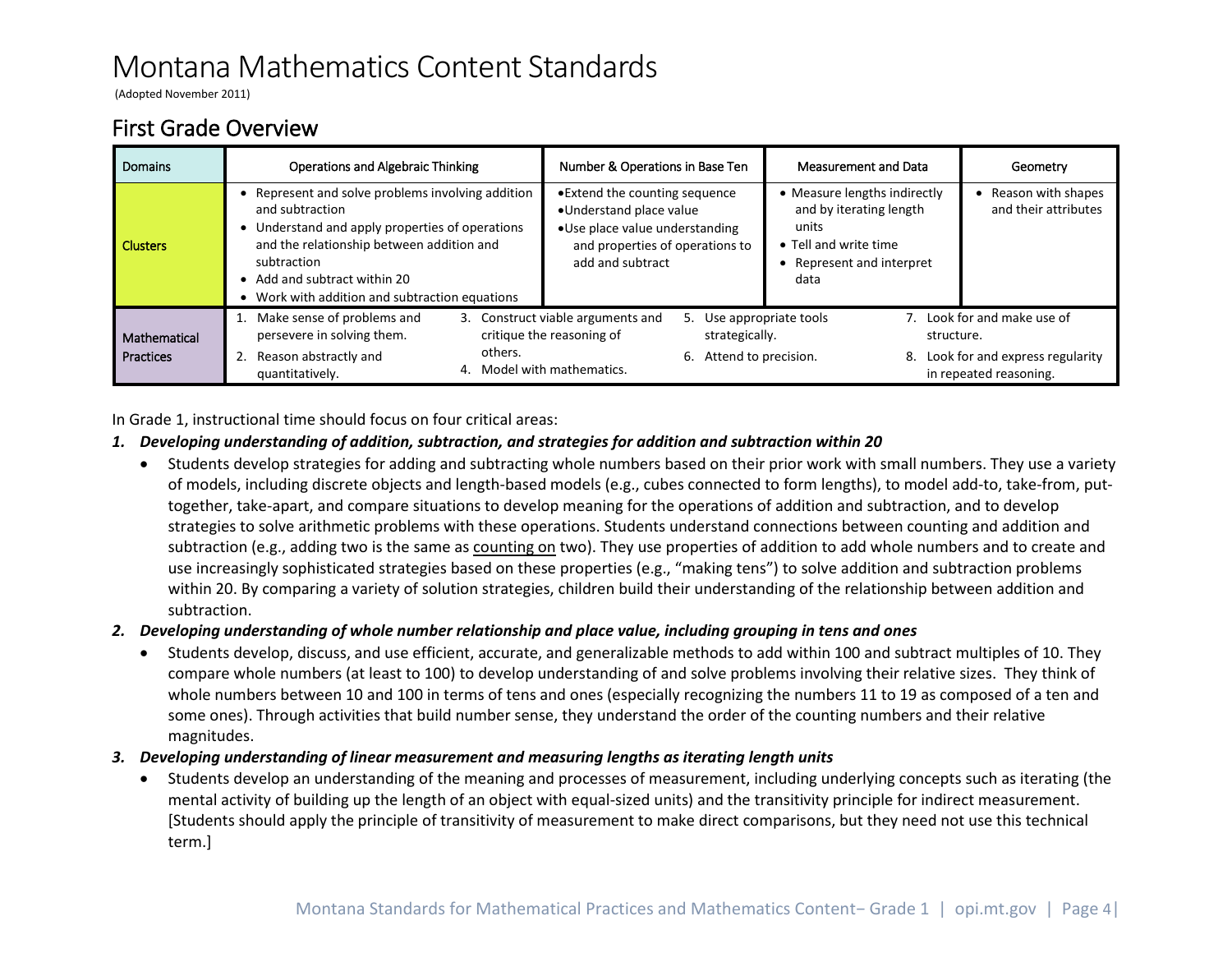# Montana Mathematics Content Standards

(Adopted November 2011)

## First Grade Overview

| Domains | Operations and Algebraic Thinking | Number & Operations in Base Ten | Measurement and Data | Geometry |
|---|---|---|---|---|
| Clusters | • Represent and solve problems involving addition and subtraction<br>• Understand and apply properties of operations and the relationship between addition and subtraction<br>• Add and subtract within 20<br>• Work with addition and subtraction equations | • Extend the counting sequence<br>• Understand place value<br>• Use place value understanding and properties of operations to add and subtract | • Measure lengths indirectly and by iterating length units<br>• Tell and write time<br>• Represent and interpret data | • Reason with shapes and their attributes |
| Mathematical Practices | 1. Make sense of problems and persevere in solving them.<br>2. Reason abstractly and quantitatively.<br>3. Construct viable arguments and critique the reasoning of others.<br>4. Model with mathematics. | 5. Use appropriate tools strategically.<br>6. Attend to precision. | 7. Look for and make use of structure.<br>8. Look for and express regularity in repeated reasoning. | |

In Grade 1, instructional time should focus on four critical areas:

1. ***Developing understanding of addition, subtraction, and strategies for addition and subtraction within 20***
   - Students develop strategies for adding and subtracting whole numbers based on their prior work with small numbers. They use a variety of models, including discrete objects and length-based models (e.g., cubes connected to form lengths), to model add-to, take-from, put-together, take-apart, and compare situations to develop meaning for the operations of addition and subtraction, and to develop strategies to solve arithmetic problems with these operations. Students understand connections between counting and addition and subtraction (e.g., adding two is the same as counting on two). They use properties of addition to add whole numbers and to create and use increasingly sophisticated strategies based on these properties (e.g., "making tens") to solve addition and subtraction problems within 20. By comparing a variety of solution strategies, children build their understanding of the relationship between addition and subtraction.
2. ***Developing understanding of whole number relationship and place value, including grouping in tens and ones***
   - Students develop, discuss, and use efficient, accurate, and generalizable methods to add within 100 and subtract multiples of 10. They compare whole numbers (at least to 100) to develop understanding of and solve problems involving their relative sizes. They think of whole numbers between 10 and 100 in terms of tens and ones (especially recognizing the numbers 11 to 19 as composed of a ten and some ones). Through activities that build number sense, they understand the order of the counting numbers and their relative magnitudes.
3. ***Developing understanding of linear measurement and measuring lengths as iterating length units***
   - Students develop an understanding of the meaning and processes of measurement, including underlying concepts such as iterating (the mental activity of building up the length of an object with equal-sized units) and the transitivity principle for indirect measurement. [Students should apply the principle of transitivity of measurement to make direct comparisons, but they need not use this technical term.]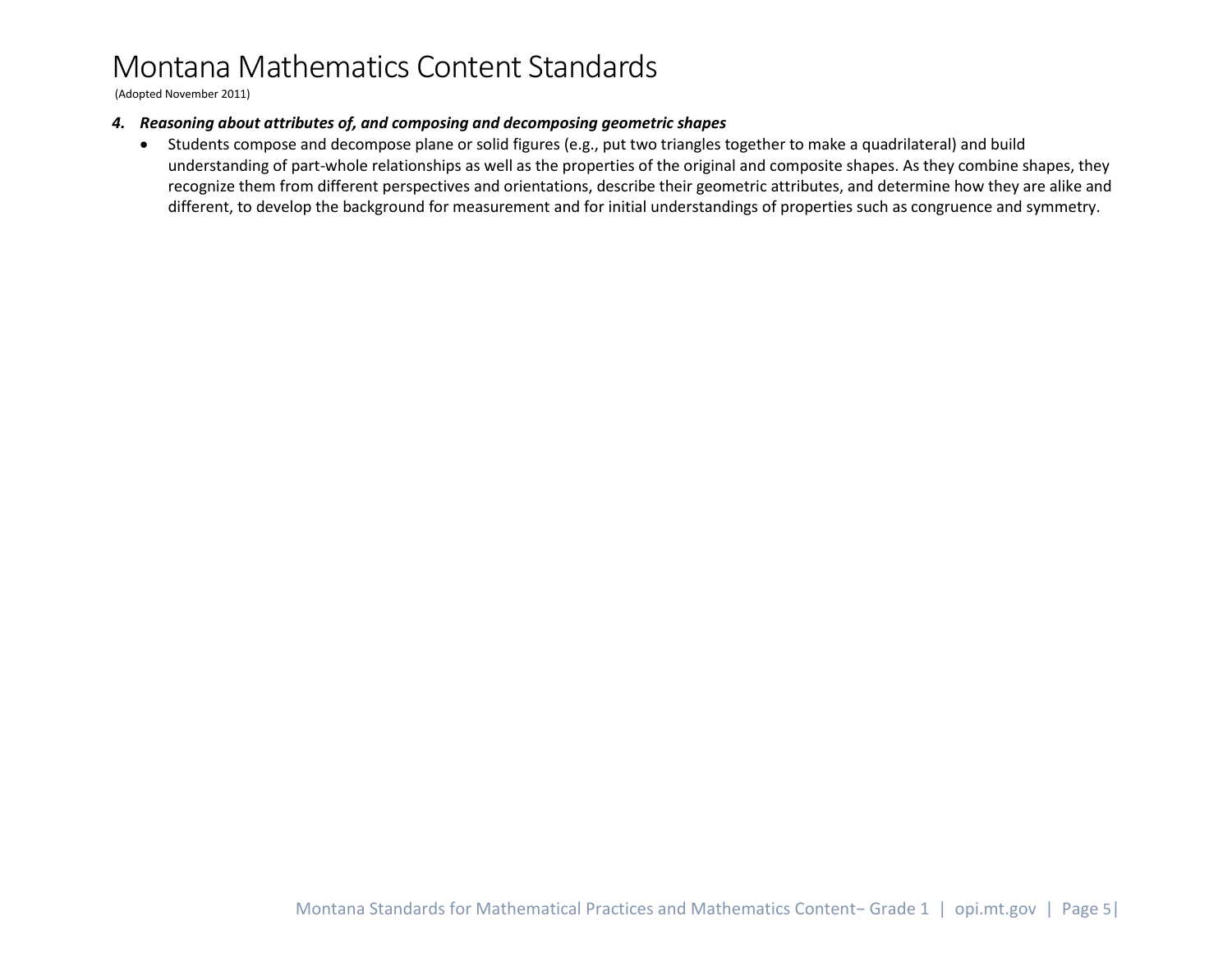**4. *Reasoning about attributes of, and composing and decomposing geometric shapes***

- Students compose and decompose plane or solid figures (e.g., put two triangles together to make a quadrilateral) and build understanding of part-whole relationships as well as the properties of the original and composite shapes. As they combine shapes, they recognize them from different perspectives and orientations, describe their geometric attributes, and determine how they are alike and different, to develop the background for measurement and for initial understandings of properties such as congruence and symmetry.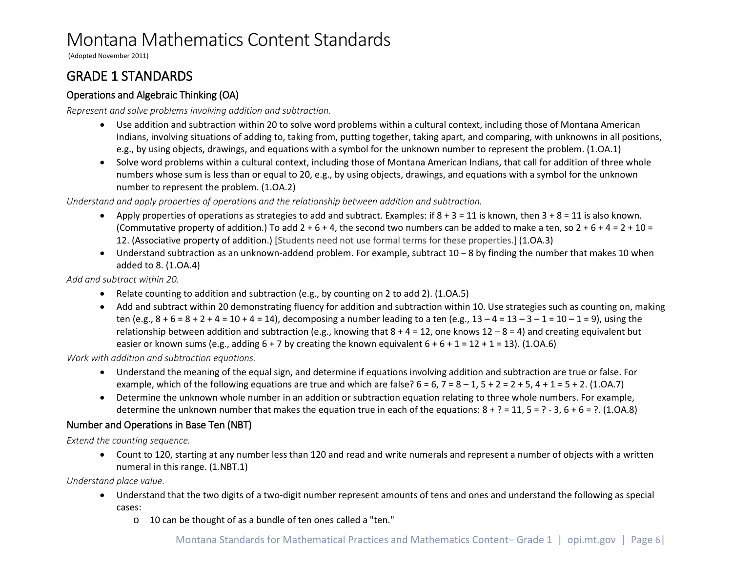# Montana Mathematics Content Standards

(Adopted November 2011)

## GRADE 1 STANDARDS

### Operations and Algebraic Thinking (OA)

*Represent and solve problems involving addition and subtraction.*

- Use addition and subtraction within 20 to solve word problems within a cultural context, including those of Montana American Indians, involving situations of adding to, taking from, putting together, taking apart, and comparing, with unknowns in all positions, e.g., by using objects, drawings, and equations with a symbol for the unknown number to represent the problem. (1.OA.1)
- Solve word problems within a cultural context, including those of Montana American Indians, that call for addition of three whole numbers whose sum is less than or equal to 20, e.g., by using objects, drawings, and equations with a symbol for the unknown number to represent the problem. (1.OA.2)

*Understand and apply properties of operations and the relationship between addition and subtraction.*

- Apply properties of operations as strategies to add and subtract. Examples: if $8 + 3 = 11$ is known, then $3 + 8 = 11$ is also known. (Commutative property of addition.) To add $2 + 6 + 4$, the second two numbers can be added to make a ten, so $2 + 6 + 4 = 2 + 10 = 12$. (Associative property of addition.) [Students need not use formal terms for these properties.] (1.OA.3)
- Understand subtraction as an unknown-addend problem. For example, subtract $10 - 8$ by finding the number that makes 10 when added to 8. (1.OA.4)

*Add and subtract within 20.*

- Relate counting to addition and subtraction (e.g., by counting on 2 to add 2). (1.OA.5)
- Add and subtract within 20 demonstrating fluency for addition and subtraction within 10. Use strategies such as counting on, making ten (e.g., $8 + 6 = 8 + 2 + 4 = 10 + 4 = 14$), decomposing a number leading to a ten (e.g., $13 - 4 = 13 - 3 - 1 = 10 - 1 = 9$), using the relationship between addition and subtraction (e.g., knowing that $8 + 4 = 12$, one knows $12 - 8 = 4$) and creating equivalent but easier or known sums (e.g., adding $6 + 7$ by creating the known equivalent $6 + 6 + 1 = 12 + 1 = 13$). (1.OA.6)

*Work with addition and subtraction equations.*

- Understand the meaning of the equal sign, and determine if equations involving addition and subtraction are true or false. For example, which of the following equations are true and which are false? $6 = 6$, $7 = 8 - 1$, $5 + 2 = 2 + 5$, $4 + 1 = 5 + 2$. (1.OA.7)
- Determine the unknown whole number in an addition or subtraction equation relating to three whole numbers. For example, determine the unknown number that makes the equation true in each of the equations: $8 + ? = 11$, $5 = ? - 3$, $6 + 6 = ?$. (1.OA.8)

### Number and Operations in Base Ten (NBT)

*Extend the counting sequence.*

- Count to 120, starting at any number less than 120 and read and write numerals and represent a number of objects with a written numeral in this range. (1.NBT.1)

*Understand place value.*

- Understand that the two digits of a two-digit number represent amounts of tens and ones and understand the following as special cases:
  - 10 can be thought of as a bundle of ten ones called a "ten."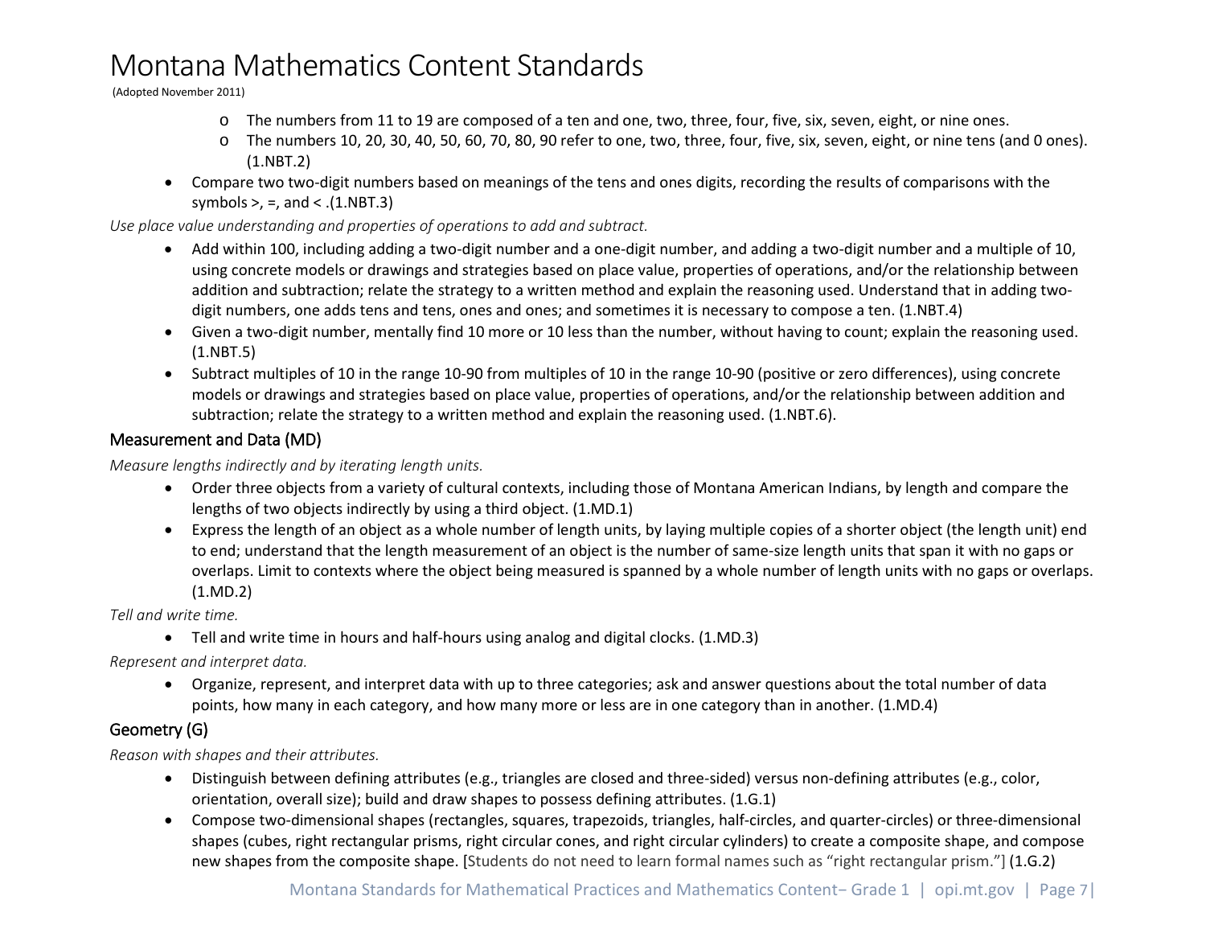- The numbers from 11 to 19 are composed of a ten and one, two, three, four, five, six, seven, eight, or nine ones.
  - The numbers 10, 20, 30, 40, 50, 60, 70, 80, 90 refer to one, two, three, four, five, six, seven, eight, or nine tens (and 0 ones). (1.NBT.2)
- Compare two two-digit numbers based on meanings of the tens and ones digits, recording the results of comparisons with the symbols >, =, and < .(1.NBT.3)

*Use place value understanding and properties of operations to add and subtract.*

- Add within 100, including adding a two-digit number and a one-digit number, and adding a two-digit number and a multiple of 10, using concrete models or drawings and strategies based on place value, properties of operations, and/or the relationship between addition and subtraction; relate the strategy to a written method and explain the reasoning used. Understand that in adding two-digit numbers, one adds tens and tens, ones and ones; and sometimes it is necessary to compose a ten. (1.NBT.4)
- Given a two-digit number, mentally find 10 more or 10 less than the number, without having to count; explain the reasoning used. (1.NBT.5)
- Subtract multiples of 10 in the range 10-90 from multiples of 10 in the range 10-90 (positive or zero differences), using concrete models or drawings and strategies based on place value, properties of operations, and/or the relationship between addition and subtraction; relate the strategy to a written method and explain the reasoning used. (1.NBT.6).

## Measurement and Data (MD)

*Measure lengths indirectly and by iterating length units.*

- Order three objects from a variety of cultural contexts, including those of Montana American Indians, by length and compare the lengths of two objects indirectly by using a third object. (1.MD.1)
- Express the length of an object as a whole number of length units, by laying multiple copies of a shorter object (the length unit) end to end; understand that the length measurement of an object is the number of same-size length units that span it with no gaps or overlaps. Limit to contexts where the object being measured is spanned by a whole number of length units with no gaps or overlaps. (1.MD.2)

*Tell and write time.*

- Tell and write time in hours and half-hours using analog and digital clocks. (1.MD.3)

*Represent and interpret data.*

- Organize, represent, and interpret data with up to three categories; ask and answer questions about the total number of data points, how many in each category, and how many more or less are in one category than in another. (1.MD.4)

## Geometry (G)

*Reason with shapes and their attributes.*

- Distinguish between defining attributes (e.g., triangles are closed and three-sided) versus non-defining attributes (e.g., color, orientation, overall size); build and draw shapes to possess defining attributes. (1.G.1)
- Compose two-dimensional shapes (rectangles, squares, trapezoids, triangles, half-circles, and quarter-circles) or three-dimensional shapes (cubes, right rectangular prisms, right circular cones, and right circular cylinders) to create a composite shape, and compose new shapes from the composite shape. [Students do not need to learn formal names such as "right rectangular prism."] (1.G.2)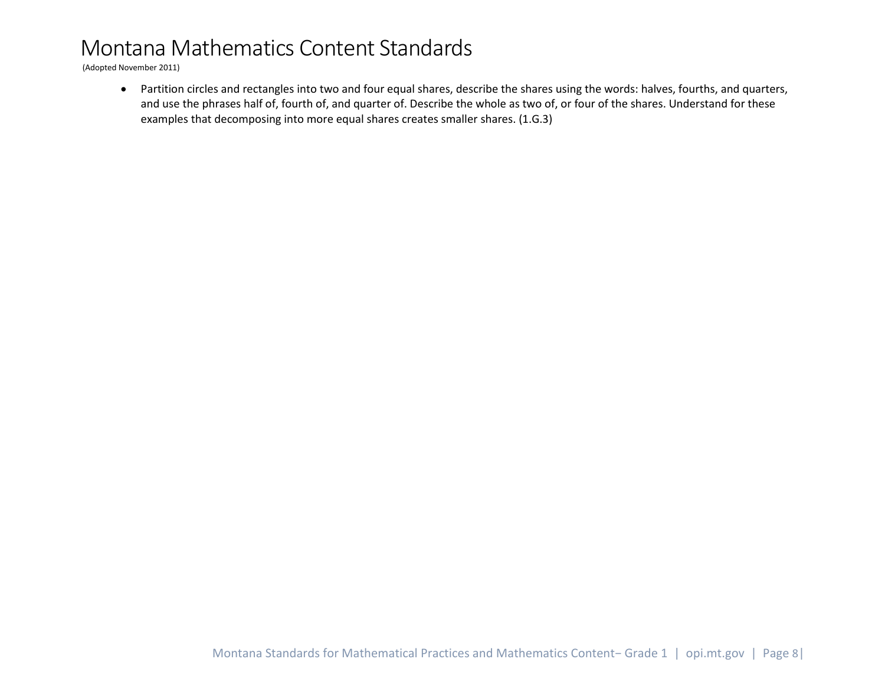- Partition circles and rectangles into two and four equal shares, describe the shares using the words: halves, fourths, and quarters, and use the phrases half of, fourth of, and quarter of. Describe the whole as two of, or four of the shares. Understand for these examples that decomposing into more equal shares creates smaller shares. (1.G.3)